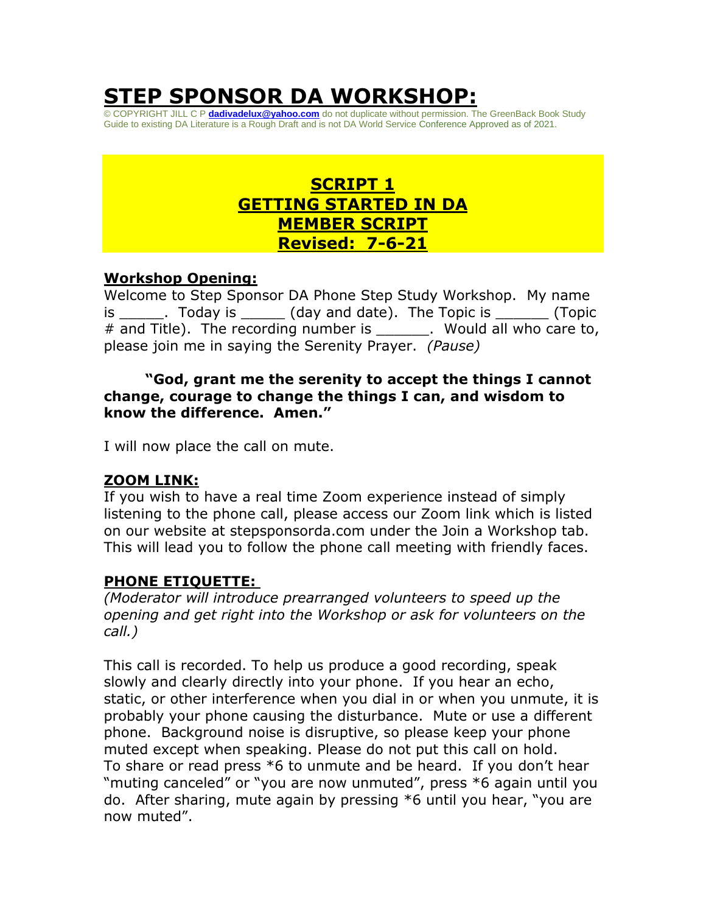# STEP SPONSOR DA WORKSHOP:

© COPYRIGHT JILL C P **dadivadelux@yahoo.com** do not duplicate without permission. The GreenBack Book Study Guide to existing DA Literature is a Rough Draft and is not DA World Service Conference Approved as of 2021.

## SCRIPT 1
## GETTING STARTED IN DA
## MEMBER SCRIPT
## Revised: 7-6-21

### Workshop Opening:

Welcome to Step Sponsor DA Phone Step Study Workshop. My name is _____. Today is _____ (day and date). The Topic is ______ (Topic # and Title). The recording number is ______. Would all who care to, please join me in saying the Serenity Prayer. *(Pause)*

**"God, grant me the serenity to accept the things I cannot change, courage to change the things I can, and wisdom to know the difference. Amen."**

I will now place the call on mute.

### ZOOM LINK:

If you wish to have a real time Zoom experience instead of simply listening to the phone call, please access our Zoom link which is listed on our website at stepsponsorda.com under the Join a Workshop tab. This will lead you to follow the phone call meeting with friendly faces.

### PHONE ETIQUETTE:

*(Moderator will introduce prearranged volunteers to speed up the opening and get right into the Workshop or ask for volunteers on the call.)*

This call is recorded. To help us produce a good recording, speak slowly and clearly directly into your phone. If you hear an echo, static, or other interference when you dial in or when you unmute, it is probably your phone causing the disturbance. Mute or use a different phone. Background noise is disruptive, so please keep your phone muted except when speaking. Please do not put this call on hold. To share or read press *6 to unmute and be heard. If you don't hear "muting canceled" or "you are now unmuted", press *6 again until you do. After sharing, mute again by pressing *6 until you hear, "you are now muted".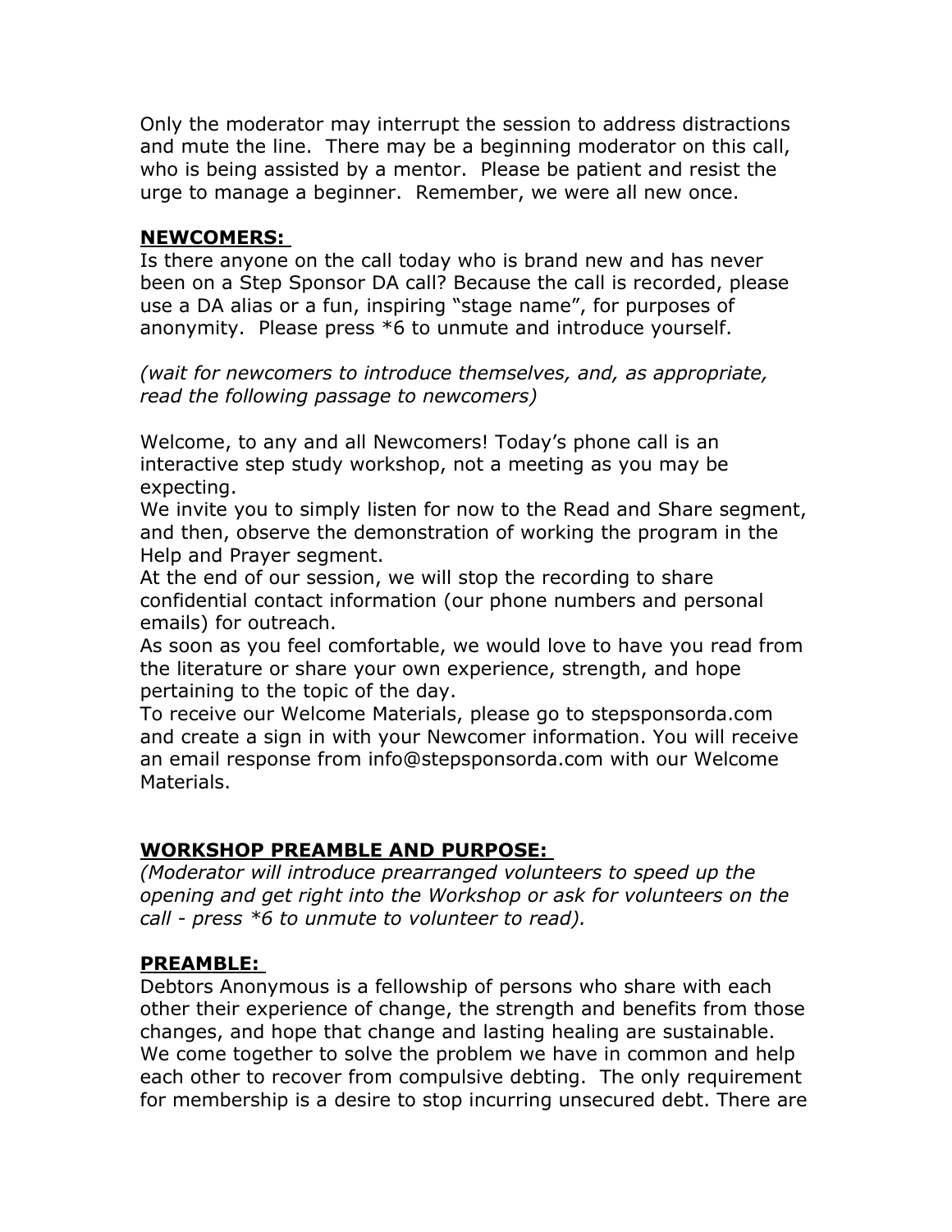Only the moderator may interrupt the session to address distractions and mute the line. There may be a beginning moderator on this call, who is being assisted by a mentor. Please be patient and resist the urge to manage a beginner. Remember, we were all new once.

**NEWCOMERS:**

Is there anyone on the call today who is brand new and has never been on a Step Sponsor DA call? Because the call is recorded, please use a DA alias or a fun, inspiring "stage name", for purposes of anonymity. Please press *6 to unmute and introduce yourself.

*(wait for newcomers to introduce themselves, and, as appropriate, read the following passage to newcomers)*

Welcome, to any and all Newcomers! Today's phone call is an interactive step study workshop, not a meeting as you may be expecting.

We invite you to simply listen for now to the Read and Share segment, and then, observe the demonstration of working the program in the Help and Prayer segment.

At the end of our session, we will stop the recording to share confidential contact information (our phone numbers and personal emails) for outreach.

As soon as you feel comfortable, we would love to have you read from the literature or share your own experience, strength, and hope pertaining to the topic of the day.

To receive our Welcome Materials, please go to stepsponsorda.com and create a sign in with your Newcomer information. You will receive an email response from info@stepsponsorda.com with our Welcome Materials.

**WORKSHOP PREAMBLE AND PURPOSE:**

*(Moderator will introduce prearranged volunteers to speed up the opening and get right into the Workshop or ask for volunteers on the call - press *6 to unmute to volunteer to read).*

**PREAMBLE:**

Debtors Anonymous is a fellowship of persons who share with each other their experience of change, the strength and benefits from those changes, and hope that change and lasting healing are sustainable. We come together to solve the problem we have in common and help each other to recover from compulsive debting. The only requirement for membership is a desire to stop incurring unsecured debt. There are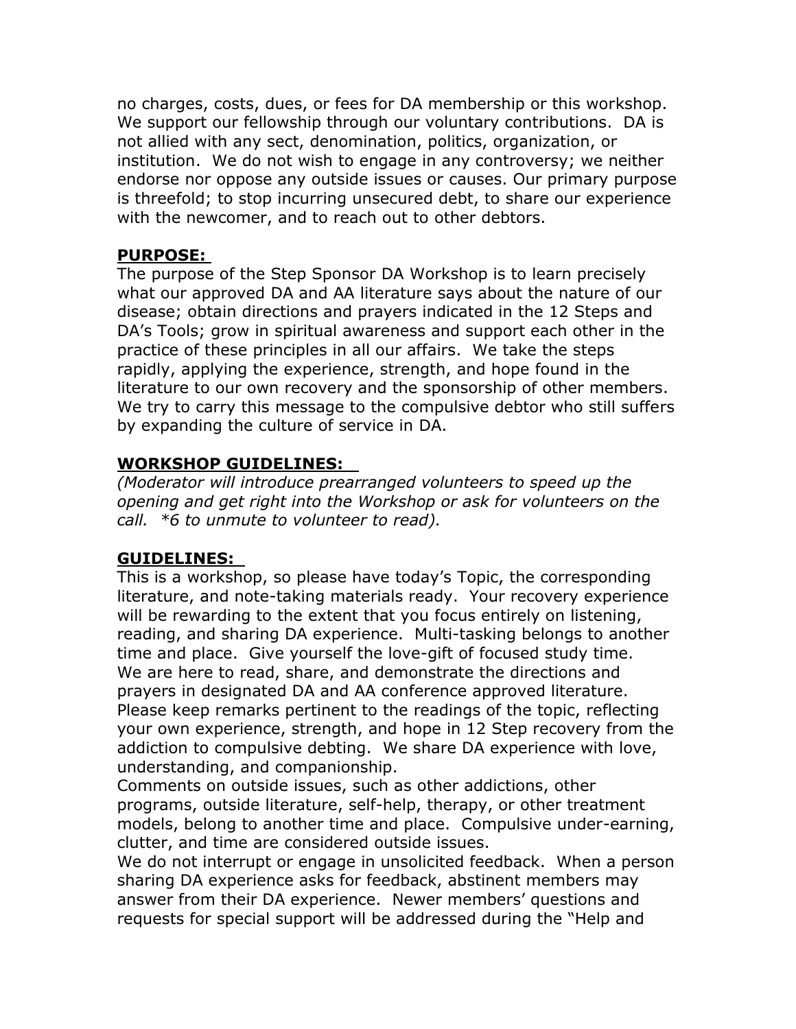no charges, costs, dues, or fees for DA membership or this workshop. We support our fellowship through our voluntary contributions. DA is not allied with any sect, denomination, politics, organization, or institution. We do not wish to engage in any controversy; we neither endorse nor oppose any outside issues or causes. Our primary purpose is threefold; to stop incurring unsecured debt, to share our experience with the newcomer, and to reach out to other debtors.

**PURPOSE:**

The purpose of the Step Sponsor DA Workshop is to learn precisely what our approved DA and AA literature says about the nature of our disease; obtain directions and prayers indicated in the 12 Steps and DA's Tools; grow in spiritual awareness and support each other in the practice of these principles in all our affairs. We take the steps rapidly, applying the experience, strength, and hope found in the literature to our own recovery and the sponsorship of other members. We try to carry this message to the compulsive debtor who still suffers by expanding the culture of service in DA.

**WORKSHOP GUIDELINES:**

*(Moderator will introduce prearranged volunteers to speed up the opening and get right into the Workshop or ask for volunteers on the call. *6 to unmute to volunteer to read).*

**GUIDELINES:**

This is a workshop, so please have today's Topic, the corresponding literature, and note-taking materials ready. Your recovery experience will be rewarding to the extent that you focus entirely on listening, reading, and sharing DA experience. Multi-tasking belongs to another time and place. Give yourself the love-gift of focused study time.
We are here to read, share, and demonstrate the directions and prayers in designated DA and AA conference approved literature. Please keep remarks pertinent to the readings of the topic, reflecting your own experience, strength, and hope in 12 Step recovery from the addiction to compulsive debting. We share DA experience with love, understanding, and companionship.
Comments on outside issues, such as other addictions, other programs, outside literature, self-help, therapy, or other treatment models, belong to another time and place. Compulsive under-earning, clutter, and time are considered outside issues.
We do not interrupt or engage in unsolicited feedback. When a person sharing DA experience asks for feedback, abstinent members may answer from their DA experience. Newer members' questions and requests for special support will be addressed during the "Help and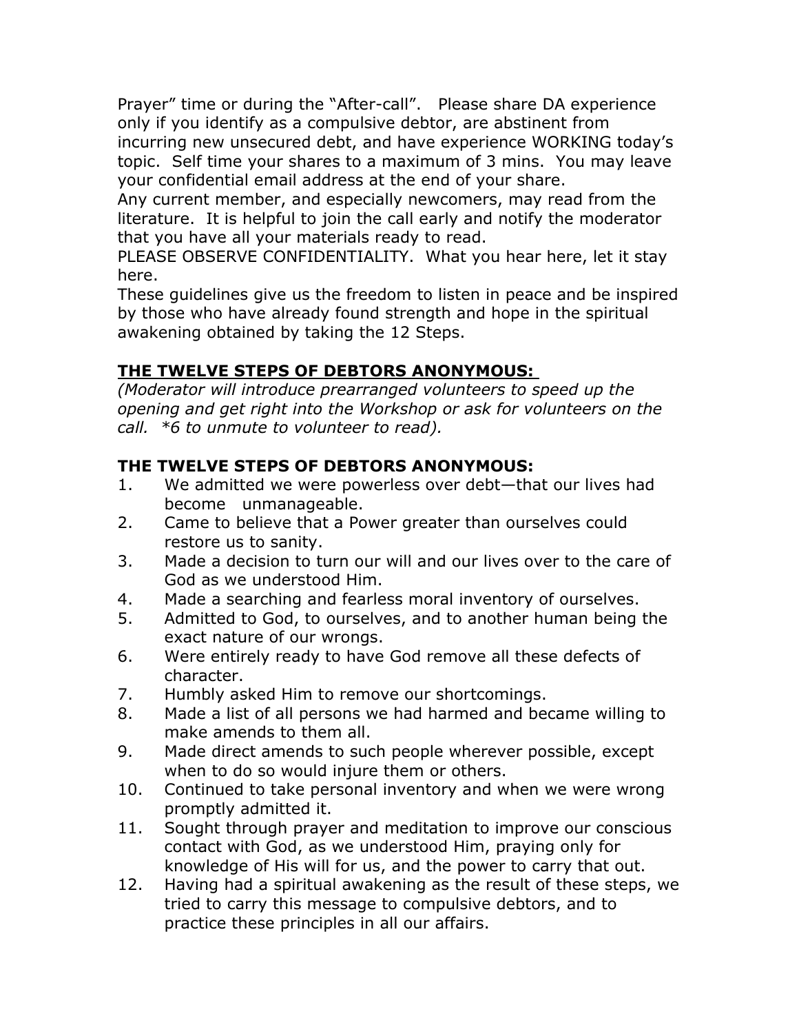Prayer" time or during the "After-call". Please share DA experience only if you identify as a compulsive debtor, are abstinent from incurring new unsecured debt, and have experience WORKING today's topic. Self time your shares to a maximum of 3 mins. You may leave your confidential email address at the end of your share.

Any current member, and especially newcomers, may read from the literature. It is helpful to join the call early and notify the moderator that you have all your materials ready to read.

PLEASE OBSERVE CONFIDENTIALITY. What you hear here, let it stay here.

These guidelines give us the freedom to listen in peace and be inspired by those who have already found strength and hope in the spiritual awakening obtained by taking the 12 Steps.

**THE TWELVE STEPS OF DEBTORS ANONYMOUS:**

*(Moderator will introduce prearranged volunteers to speed up the opening and get right into the Workshop or ask for volunteers on the call. *6 to unmute to volunteer to read).*

**THE TWELVE STEPS OF DEBTORS ANONYMOUS:**

1. We admitted we were powerless over debt—that our lives had become unmanageable.
2. Came to believe that a Power greater than ourselves could restore us to sanity.
3. Made a decision to turn our will and our lives over to the care of God as we understood Him.
4. Made a searching and fearless moral inventory of ourselves.
5. Admitted to God, to ourselves, and to another human being the exact nature of our wrongs.
6. Were entirely ready to have God remove all these defects of character.
7. Humbly asked Him to remove our shortcomings.
8. Made a list of all persons we had harmed and became willing to make amends to them all.
9. Made direct amends to such people wherever possible, except when to do so would injure them or others.
10. Continued to take personal inventory and when we were wrong promptly admitted it.
11. Sought through prayer and meditation to improve our conscious contact with God, as we understood Him, praying only for knowledge of His will for us, and the power to carry that out.
12. Having had a spiritual awakening as the result of these steps, we tried to carry this message to compulsive debtors, and to practice these principles in all our affairs.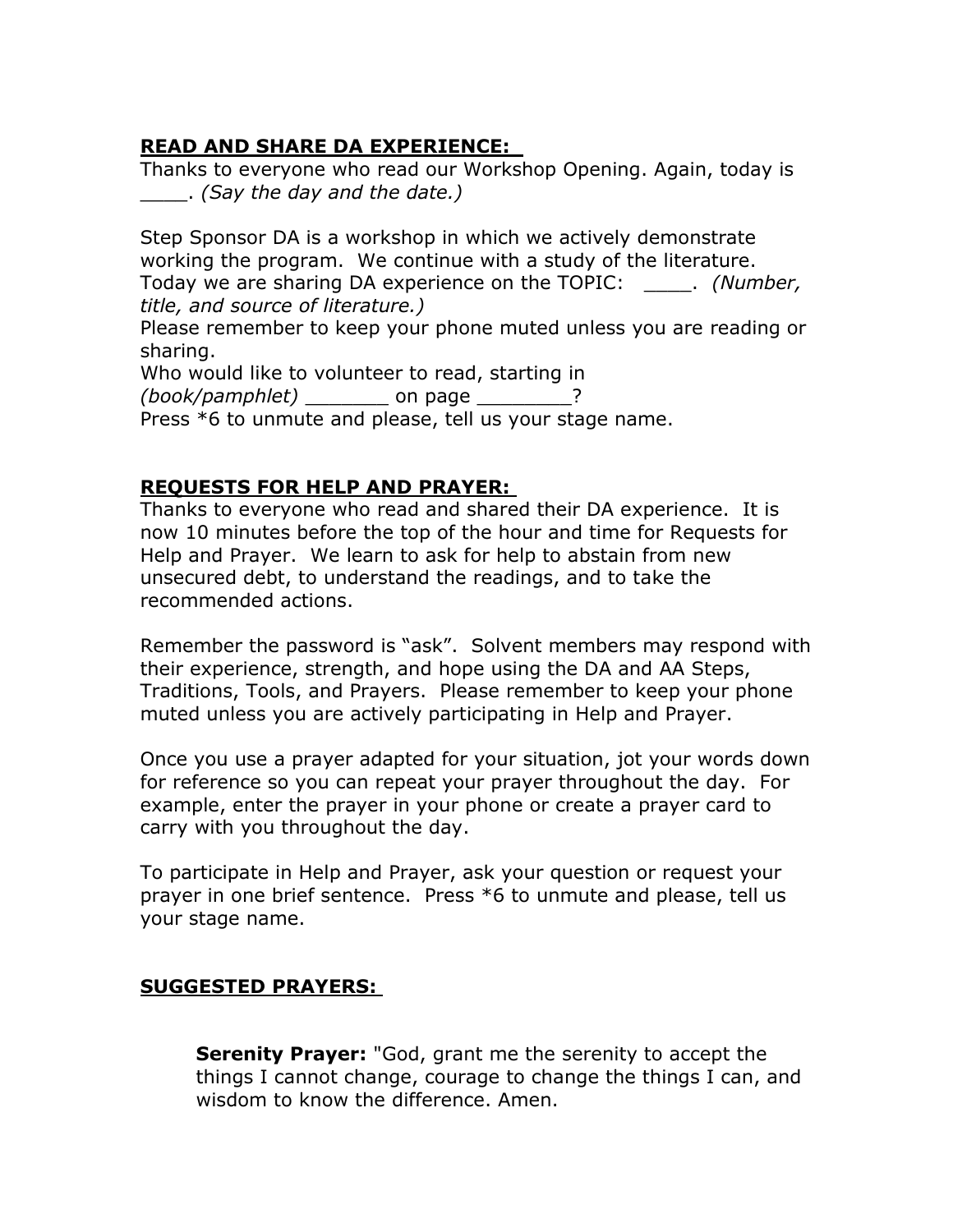**READ AND SHARE DA EXPERIENCE:**

Thanks to everyone who read our Workshop Opening. Again, today is ____. *(Say the day and the date.)*

Step Sponsor DA is a workshop in which we actively demonstrate working the program. We continue with a study of the literature. Today we are sharing DA experience on the TOPIC: ____. *(Number, title, and source of literature.)*
Please remember to keep your phone muted unless you are reading or sharing.
Who would like to volunteer to read, starting in
*(book/pamphlet)* _______ on page ________?
Press *6 to unmute and please, tell us your stage name.

**REQUESTS FOR HELP AND PRAYER:**

Thanks to everyone who read and shared their DA experience. It is now 10 minutes before the top of the hour and time for Requests for Help and Prayer. We learn to ask for help to abstain from new unsecured debt, to understand the readings, and to take the recommended actions.

Remember the password is "ask". Solvent members may respond with their experience, strength, and hope using the DA and AA Steps, Traditions, Tools, and Prayers. Please remember to keep your phone muted unless you are actively participating in Help and Prayer.

Once you use a prayer adapted for your situation, jot your words down for reference so you can repeat your prayer throughout the day. For example, enter the prayer in your phone or create a prayer card to carry with you throughout the day.

To participate in Help and Prayer, ask your question or request your prayer in one brief sentence. Press *6 to unmute and please, tell us your stage name.

**SUGGESTED PRAYERS:**

> **Serenity Prayer:** "God, grant me the serenity to accept the things I cannot change, courage to change the things I can, and wisdom to know the difference. Amen.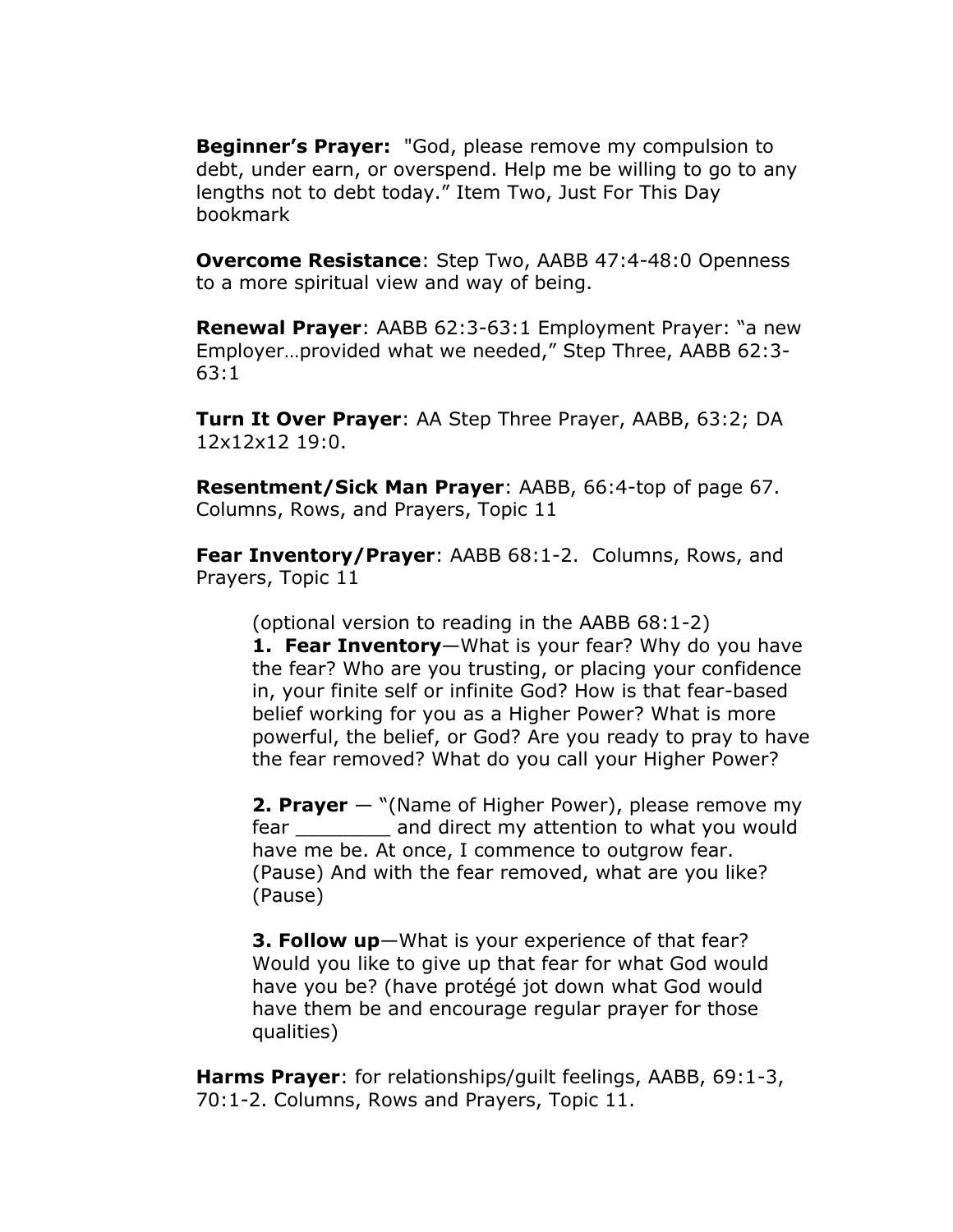**Beginner's Prayer:** "God, please remove my compulsion to debt, under earn, or overspend. Help me be willing to go to any lengths not to debt today." Item Two, Just For This Day bookmark

**Overcome Resistance**: Step Two, AABB 47:4-48:0 Openness to a more spiritual view and way of being.

**Renewal Prayer**: AABB 62:3-63:1 Employment Prayer: "a new Employer…provided what we needed," Step Three, AABB 62:3-63:1

**Turn It Over Prayer**: AA Step Three Prayer, AABB, 63:2; DA 12x12x12 19:0.

**Resentment/Sick Man Prayer**: AABB, 66:4-top of page 67. Columns, Rows, and Prayers, Topic 11

**Fear Inventory/Prayer**: AABB 68:1-2. Columns, Rows, and Prayers, Topic 11

> (optional version to reading in the AABB 68:1-2)
> **1. Fear Inventory**—What is your fear? Why do you have the fear? Who are you trusting, or placing your confidence in, your finite self or infinite God? How is that fear-based belief working for you as a Higher Power? What is more powerful, the belief, or God? Are you ready to pray to have the fear removed? What do you call your Higher Power?
>
> **2. Prayer** — "(Name of Higher Power), please remove my fear ________ and direct my attention to what you would have me be. At once, I commence to outgrow fear. (Pause) And with the fear removed, what are you like? (Pause)
>
> **3. Follow up**—What is your experience of that fear? Would you like to give up that fear for what God would have you be? (have protégé jot down what God would have them be and encourage regular prayer for those qualities)

**Harms Prayer**: for relationships/guilt feelings, AABB, 69:1-3, 70:1-2. Columns, Rows and Prayers, Topic 11.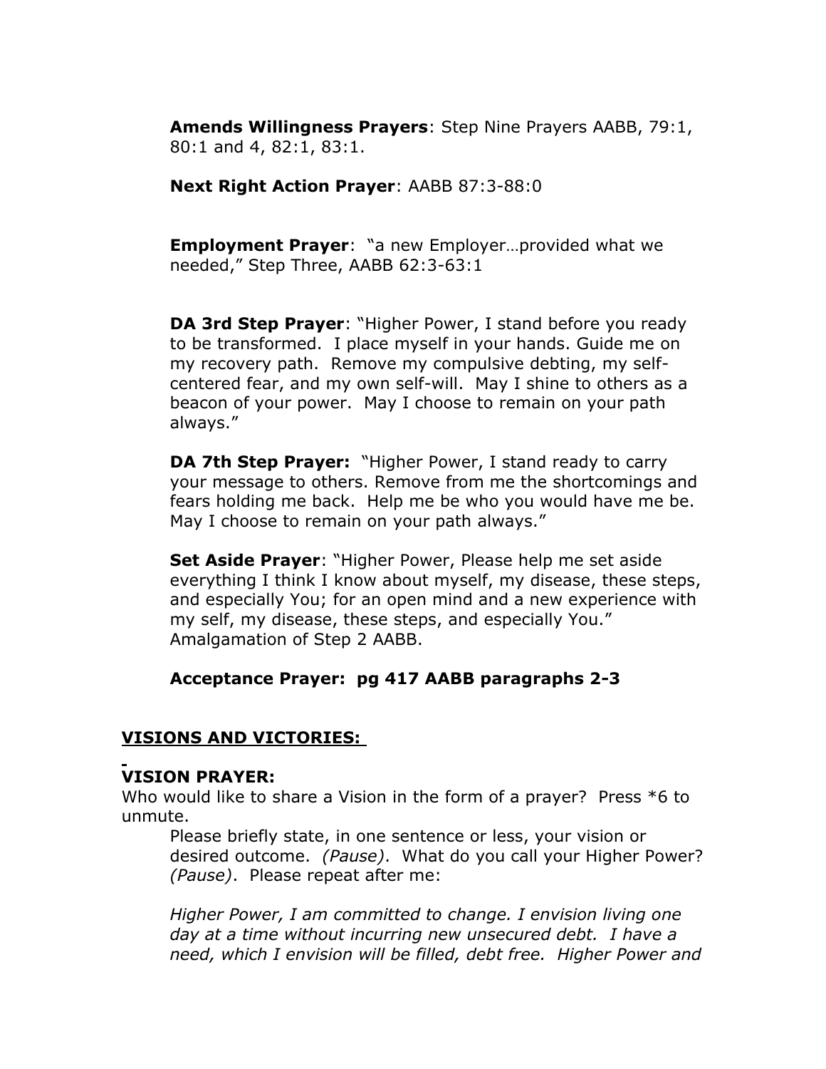**Amends Willingness Prayers**: Step Nine Prayers AABB, 79:1, 80:1 and 4, 82:1, 83:1.

**Next Right Action Prayer**: AABB 87:3-88:0

**Employment Prayer**: "a new Employer…provided what we needed," Step Three, AABB 62:3-63:1

**DA 3rd Step Prayer**: "Higher Power, I stand before you ready to be transformed. I place myself in your hands. Guide me on my recovery path. Remove my compulsive debting, my self-centered fear, and my own self-will. May I shine to others as a beacon of your power. May I choose to remain on your path always."

**DA 7th Step Prayer:** "Higher Power, I stand ready to carry your message to others. Remove from me the shortcomings and fears holding me back. Help me be who you would have me be. May I choose to remain on your path always."

**Set Aside Prayer**: "Higher Power, Please help me set aside everything I think I know about myself, my disease, these steps, and especially You; for an open mind and a new experience with my self, my disease, these steps, and especially You." Amalgamation of Step 2 AABB.

**Acceptance Prayer: pg 417 AABB paragraphs 2-3**

## VISIONS AND VICTORIES:

**VISION PRAYER:**

Who would like to share a Vision in the form of a prayer? Press *6 to unmute.

Please briefly state, in one sentence or less, your vision or desired outcome. *(Pause)*. What do you call your Higher Power? *(Pause)*. Please repeat after me:

*Higher Power, I am committed to change. I envision living one day at a time without incurring new unsecured debt. I have a need, which I envision will be filled, debt free. Higher Power and*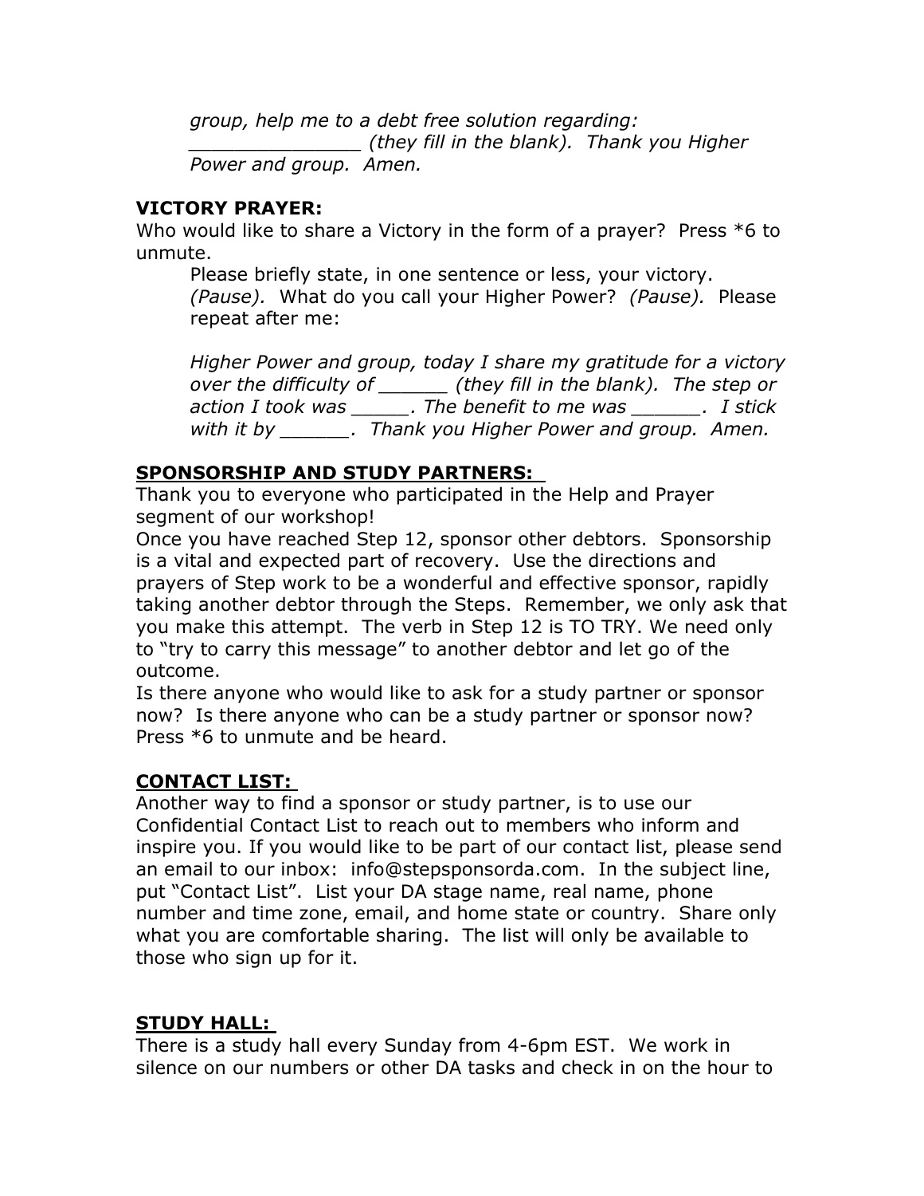*group, help me to a debt free solution regarding: _______________ (they fill in the blank). Thank you Higher Power and group. Amen.*

**VICTORY PRAYER:**

Who would like to share a Victory in the form of a prayer? Press *6 to unmute.

Please briefly state, in one sentence or less, your victory. *(Pause).* What do you call your Higher Power? *(Pause).* Please repeat after me:

*Higher Power and group, today I share my gratitude for a victory over the difficulty of ______ (they fill in the blank). The step or action I took was _____. The benefit to me was ______. I stick with it by ______. Thank you Higher Power and group. Amen.*

**SPONSORSHIP AND STUDY PARTNERS:**

Thank you to everyone who participated in the Help and Prayer segment of our workshop!

Once you have reached Step 12, sponsor other debtors. Sponsorship is a vital and expected part of recovery. Use the directions and prayers of Step work to be a wonderful and effective sponsor, rapidly taking another debtor through the Steps. Remember, we only ask that you make this attempt. The verb in Step 12 is TO TRY. We need only to "try to carry this message" to another debtor and let go of the outcome.

Is there anyone who would like to ask for a study partner or sponsor now? Is there anyone who can be a study partner or sponsor now? Press *6 to unmute and be heard.

**CONTACT LIST:**

Another way to find a sponsor or study partner, is to use our Confidential Contact List to reach out to members who inform and inspire you. If you would like to be part of our contact list, please send an email to our inbox: info@stepsponsorda.com. In the subject line, put "Contact List". List your DA stage name, real name, phone number and time zone, email, and home state or country. Share only what you are comfortable sharing. The list will only be available to those who sign up for it.

**STUDY HALL:**

There is a study hall every Sunday from 4-6pm EST. We work in silence on our numbers or other DA tasks and check in on the hour to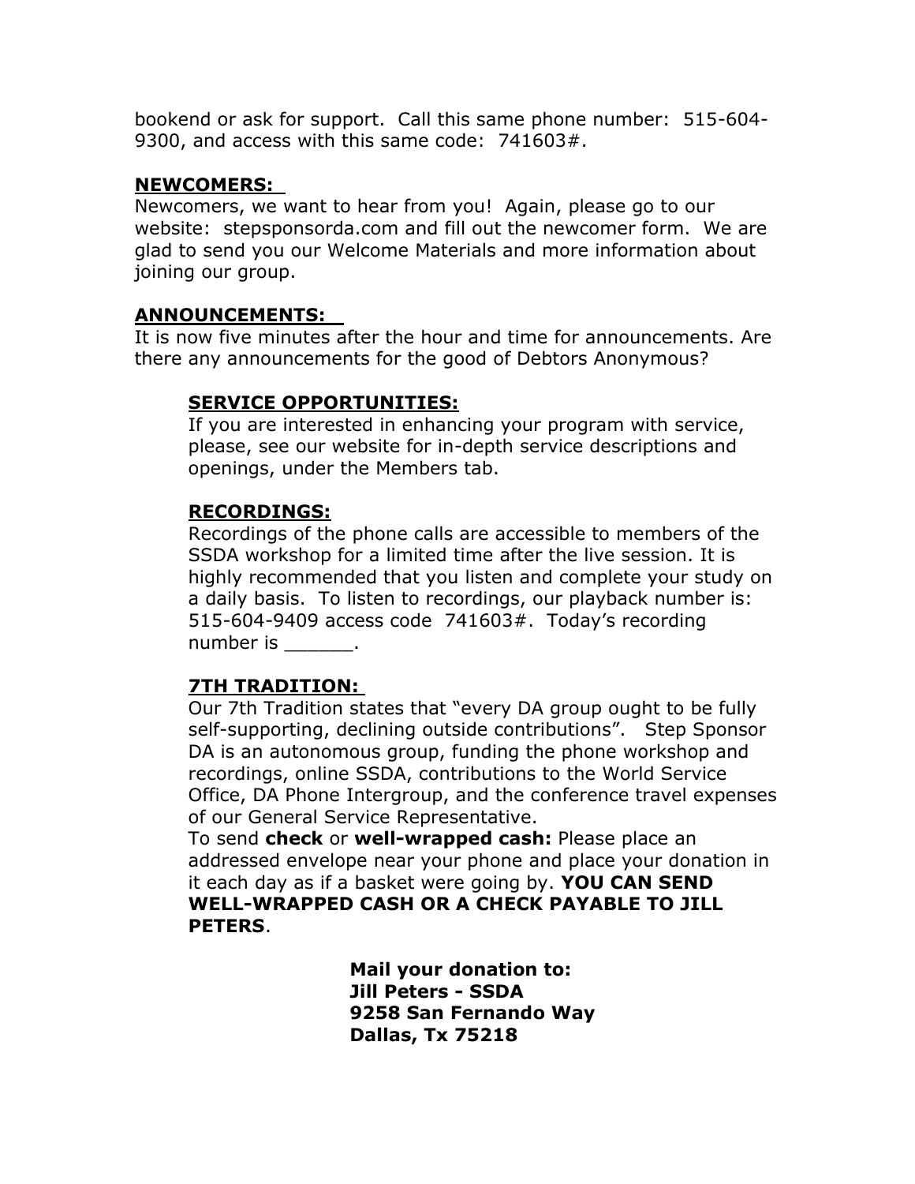bookend or ask for support. Call this same phone number: 515-604-9300, and access with this same code: 741603#.

**NEWCOMERS:**

Newcomers, we want to hear from you! Again, please go to our website: stepsponsorda.com and fill out the newcomer form. We are glad to send you our Welcome Materials and more information about joining our group.

**ANNOUNCEMENTS:**

It is now five minutes after the hour and time for announcements. Are there any announcements for the good of Debtors Anonymous?

**SERVICE OPPORTUNITIES:**

If you are interested in enhancing your program with service, please, see our website for in-depth service descriptions and openings, under the Members tab.

**RECORDINGS:**

Recordings of the phone calls are accessible to members of the SSDA workshop for a limited time after the live session. It is highly recommended that you listen and complete your study on a daily basis. To listen to recordings, our playback number is: 515-604-9409 access code 741603#. Today's recording number is ______.

**7TH TRADITION:**

Our 7th Tradition states that "every DA group ought to be fully self-supporting, declining outside contributions". Step Sponsor DA is an autonomous group, funding the phone workshop and recordings, online SSDA, contributions to the World Service Office, DA Phone Intergroup, and the conference travel expenses of our General Service Representative.

To send **check** or **well-wrapped cash:** Please place an addressed envelope near your phone and place your donation in it each day as if a basket were going by. **YOU CAN SEND WELL-WRAPPED CASH OR A CHECK PAYABLE TO JILL PETERS**.

**Mail your donation to:**
**Jill Peters - SSDA**
**9258 San Fernando Way**
**Dallas, Tx 75218**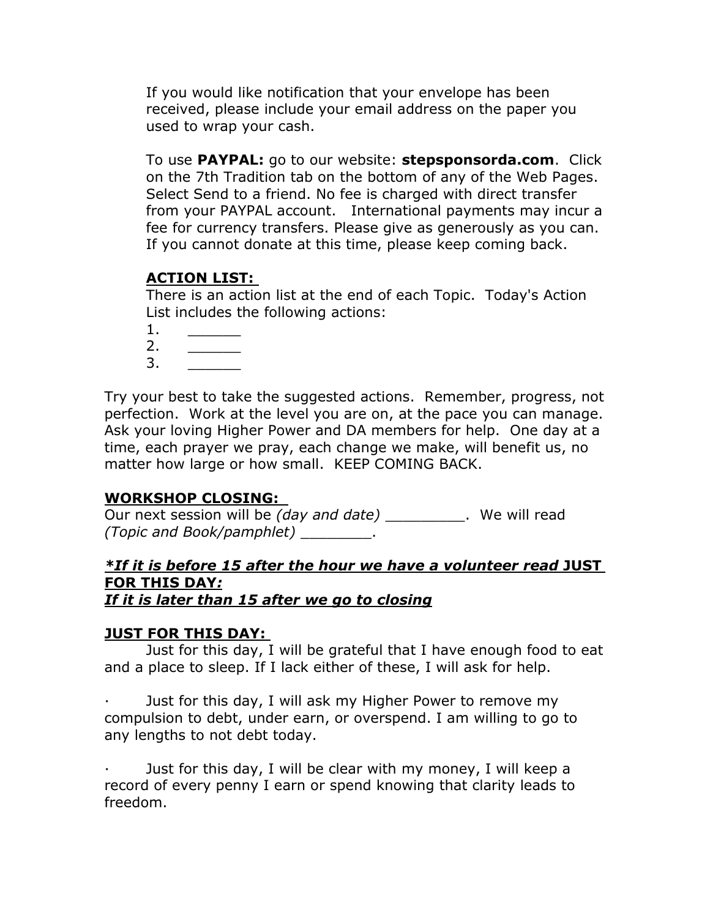If you would like notification that your envelope has been received, please include your email address on the paper you used to wrap your cash.

To use **PAYPAL:** go to our website: **stepsponsorda.com**. Click on the 7th Tradition tab on the bottom of any of the Web Pages. Select Send to a friend. No fee is charged with direct transfer from your PAYPAL account. International payments may incur a fee for currency transfers. Please give as generously as you can. If you cannot donate at this time, please keep coming back.

**ACTION LIST:**

There is an action list at the end of each Topic. Today's Action List includes the following actions:

1. ______
2. ______
3. ______

Try your best to take the suggested actions. Remember, progress, not perfection. Work at the level you are on, at the pace you can manage. Ask your loving Higher Power and DA members for help. One day at a time, each prayer we pray, each change we make, will benefit us, no matter how large or how small. KEEP COMING BACK.

**WORKSHOP CLOSING:**

Our next session will be *(day and date)* _________. We will read *(Topic and Book/pamphlet)* ________.

***If it is before 15 after the hour we have a volunteer read* JUST FOR THIS DAY*:***

***If it is later than 15 after we go to closing***

**JUST FOR THIS DAY:**

Just for this day, I will be grateful that I have enough food to eat and a place to sleep. If I lack either of these, I will ask for help.

· Just for this day, I will ask my Higher Power to remove my compulsion to debt, under earn, or overspend. I am willing to go to any lengths to not debt today.

· Just for this day, I will be clear with my money, I will keep a record of every penny I earn or spend knowing that clarity leads to freedom.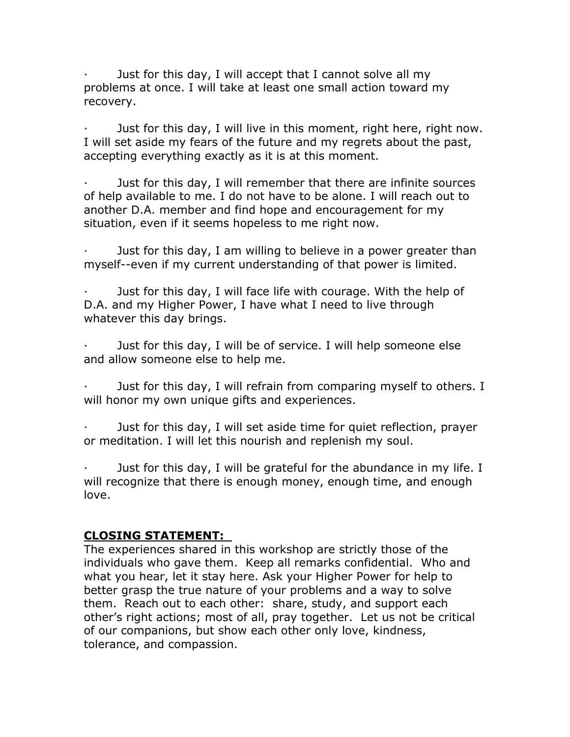- Just for this day, I will accept that I cannot solve all my problems at once. I will take at least one small action toward my recovery.

- Just for this day, I will live in this moment, right here, right now. I will set aside my fears of the future and my regrets about the past, accepting everything exactly as it is at this moment.

- Just for this day, I will remember that there are infinite sources of help available to me. I do not have to be alone. I will reach out to another D.A. member and find hope and encouragement for my situation, even if it seems hopeless to me right now.

- Just for this day, I am willing to believe in a power greater than myself--even if my current understanding of that power is limited.

- Just for this day, I will face life with courage. With the help of D.A. and my Higher Power, I have what I need to live through whatever this day brings.

- Just for this day, I will be of service. I will help someone else and allow someone else to help me.

- Just for this day, I will refrain from comparing myself to others. I will honor my own unique gifts and experiences.

- Just for this day, I will set aside time for quiet reflection, prayer or meditation. I will let this nourish and replenish my soul.

- Just for this day, I will be grateful for the abundance in my life. I will recognize that there is enough money, enough time, and enough love.

**CLOSING STATEMENT:**

The experiences shared in this workshop are strictly those of the individuals who gave them. Keep all remarks confidential. Who and what you hear, let it stay here. Ask your Higher Power for help to better grasp the true nature of your problems and a way to solve them. Reach out to each other: share, study, and support each other's right actions; most of all, pray together. Let us not be critical of our companions, but show each other only love, kindness, tolerance, and compassion.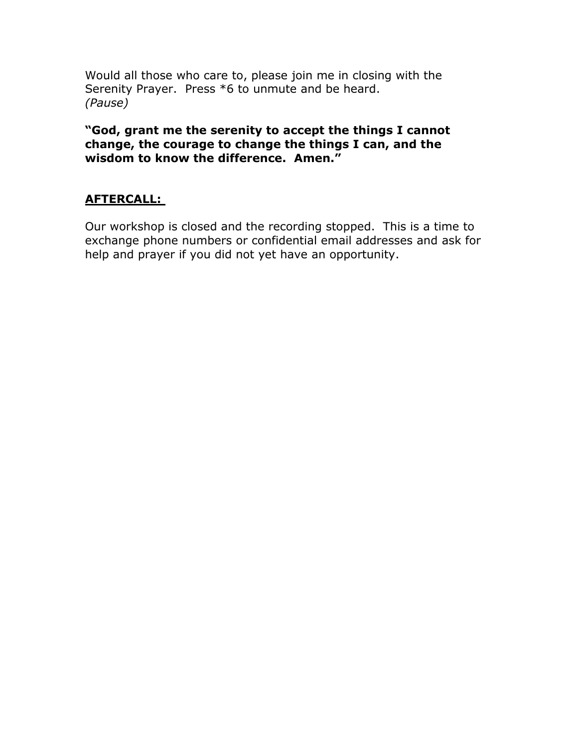Would all those who care to, please join me in closing with the Serenity Prayer. Press *6 to unmute and be heard.
*(Pause)*

**“God, grant me the serenity to accept the things I cannot change, the courage to change the things I can, and the wisdom to know the difference. Amen.”**

**<u>AFTERCALL:</u>**

Our workshop is closed and the recording stopped. This is a time to exchange phone numbers or confidential email addresses and ask for help and prayer if you did not yet have an opportunity.